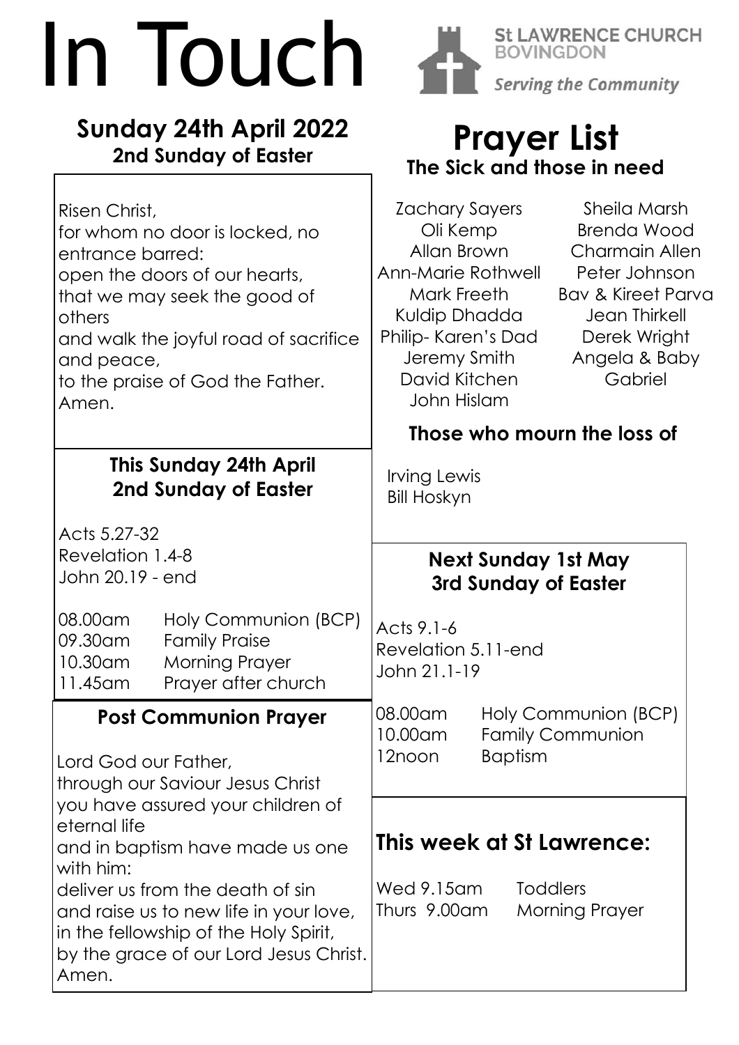# In Touch

**St LAWRENCE CHURCH BOVINGDON**

*Serving the Community*

## Sunday 24th April 2022
### 2nd Sunday of Easter

Risen Christ,
for whom no door is locked, no entrance barred:
open the doors of our hearts,
that we may seek the good of others
and walk the joyful road of sacrifice and peace,
to the praise of God the Father.
Amen.

### This Sunday 24th April
### 2nd Sunday of Easter

Acts 5.27-32
Revelation 1.4-8
John 20.19 - end

| | |
|---|---|
| 08.00am | Holy Communion (BCP) |
| 09.30am | Family Praise |
| 10.30am | Morning Prayer |
| 11.45am | Prayer after church |

### Post Communion Prayer

Lord God our Father,
through our Saviour Jesus Christ
you have assured your children of eternal life
and in baptism have made us one with him:
deliver us from the death of sin
and raise us to new life in your love,
in the fellowship of the Holy Spirit,
by the grace of our Lord Jesus Christ.
Amen.

## Prayer List
### The Sick and those in need

Zachary Sayers
Oli Kemp
Allan Brown
Ann-Marie Rothwell
Mark Freeth
Kuldip Dhadda
Philip- Karen's Dad
Jeremy Smith
David Kitchen
John Hislam
Sheila Marsh
Brenda Wood
Charmain Allen
Peter Johnson
Bav & Kireet Parva
Jean Thirkell
Derek Wright
Angela & Baby Gabriel

### Those who mourn the loss of

Irving Lewis
Bill Hoskyn

### Next Sunday 1st May
### 3rd Sunday of Easter

Acts 9.1-6
Revelation 5.11-end
John 21.1-19

| | |
|---|---|
| 08.00am | Holy Communion (BCP) |
| 10.00am | Family Communion |
| 12noon | Baptism |

## This week at St Lawrence:

| | |
|---|---|
| Wed 9.15am | Toddlers |
| Thurs 9.00am | Morning Prayer |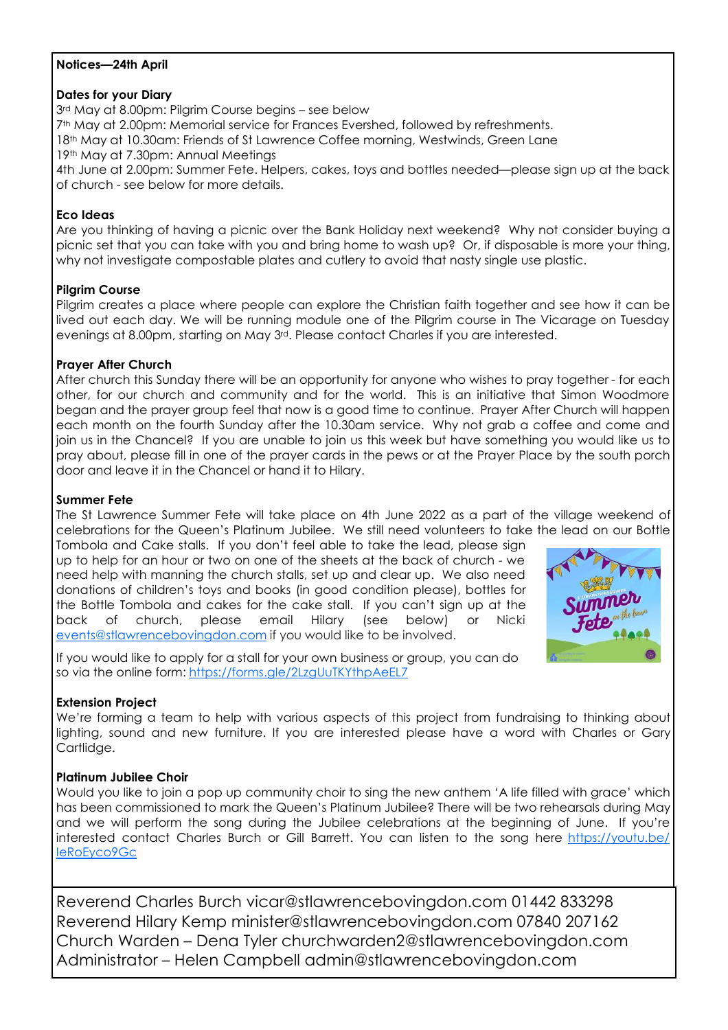**Notices—24th April**

**Dates for your Diary**

3rd May at 8.00pm: Pilgrim Course begins – see below
7th May at 2.00pm: Memorial service for Frances Evershed, followed by refreshments.
18th May at 10.30am: Friends of St Lawrence Coffee morning, Westwinds, Green Lane
19th May at 7.30pm: Annual Meetings
4th June at 2.00pm: Summer Fete. Helpers, cakes, toys and bottles needed—please sign up at the back of church - see below for more details.

**Eco Ideas**

Are you thinking of having a picnic over the Bank Holiday next weekend? Why not consider buying a picnic set that you can take with you and bring home to wash up? Or, if disposable is more your thing, why not investigate compostable plates and cutlery to avoid that nasty single use plastic.

**Pilgrim Course**

Pilgrim creates a place where people can explore the Christian faith together and see how it can be lived out each day. We will be running module one of the Pilgrim course in The Vicarage on Tuesday evenings at 8.00pm, starting on May 3rd. Please contact Charles if you are interested.

**Prayer After Church**

After church this Sunday there will be an opportunity for anyone who wishes to pray together - for each other, for our church and community and for the world. This is an initiative that Simon Woodmore began and the prayer group feel that now is a good time to continue. Prayer After Church will happen each month on the fourth Sunday after the 10.30am service. Why not grab a coffee and come and join us in the Chancel? If you are unable to join us this week but have something you would like us to pray about, please fill in one of the prayer cards in the pews or at the Prayer Place by the south porch door and leave it in the Chancel or hand it to Hilary.

**Summer Fete**

The St Lawrence Summer Fete will take place on 4th June 2022 as a part of the village weekend of celebrations for the Queen's Platinum Jubilee. We still need volunteers to take the lead on our Bottle Tombola and Cake stalls. If you don't feel able to take the lead, please sign up to help for an hour or two on one of the sheets at the back of church - we need help with manning the church stalls, set up and clear up. We also need donations of children's toys and books (in good condition please), bottles for the Bottle Tombola and cakes for the cake stall. If you can't sign up at the back of church, please email Hilary (see below) or Nicki events@stlawrencebovingdon.com if you would like to be involved.

If you would like to apply for a stall for your own business or group, you can do so via the online form: https://forms.gle/2LzgUuTKYthpAeEL7

**Extension Project**

We're forming a team to help with various aspects of this project from fundraising to thinking about lighting, sound and new furniture. If you are interested please have a word with Charles or Gary Cartlidge.

**Platinum Jubilee Choir**

Would you like to join a pop up community choir to sing the new anthem 'A life filled with grace' which has been commissioned to mark the Queen's Platinum Jubilee? There will be two rehearsals during May and we will perform the song during the Jubilee celebrations at the beginning of June. If you're interested contact Charles Burch or Gill Barrett. You can listen to the song here https://youtu.be/leRoEyco9Gc

Reverend Charles Burch vicar@stlawrencebovingdon.com 01442 833298
Reverend Hilary Kemp minister@stlawrencebovingdon.com 07840 207162
Church Warden – Dena Tyler churchwarden2@stlawrencebovingdon.com
Administrator – Helen Campbell admin@stlawrencebovingdon.com